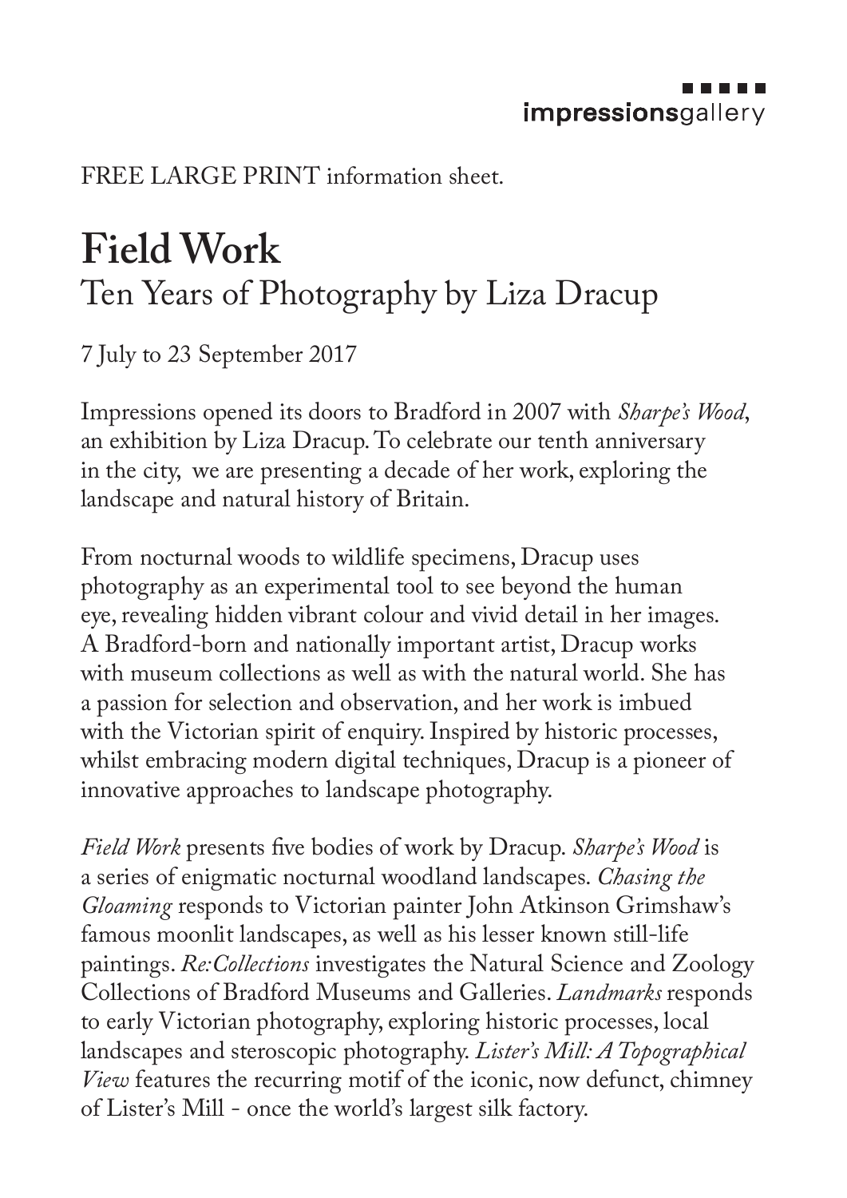impressionsgallery

FREE LARGE PRINT information sheet.

# Field Work

## Ten Years of Photography by Liza Dracup

7 July to 23 September 2017

Impressions opened its doors to Bradford in 2007 with *Sharpe's Wood*, an exhibition by Liza Dracup. To celebrate our tenth anniversary in the city, we are presenting a decade of her work, exploring the landscape and natural history of Britain.

From nocturnal woods to wildlife specimens, Dracup uses photography as an experimental tool to see beyond the human eye, revealing hidden vibrant colour and vivid detail in her images. A Bradford-born and nationally important artist, Dracup works with museum collections as well as with the natural world. She has a passion for selection and observation, and her work is imbued with the Victorian spirit of enquiry. Inspired by historic processes, whilst embracing modern digital techniques, Dracup is a pioneer of innovative approaches to landscape photography.

*Field Work* presents five bodies of work by Dracup. *Sharpe's Wood* is a series of enigmatic nocturnal woodland landscapes. *Chasing the Gloaming* responds to Victorian painter John Atkinson Grimshaw's famous moonlit landscapes, as well as his lesser known still-life paintings. *Re:Collections* investigates the Natural Science and Zoology Collections of Bradford Museums and Galleries. *Landmarks* responds to early Victorian photography, exploring historic processes, local landscapes and steroscopic photography. *Lister's Mill: A Topographical View* features the recurring motif of the iconic, now defunct, chimney of Lister's Mill - once the world's largest silk factory.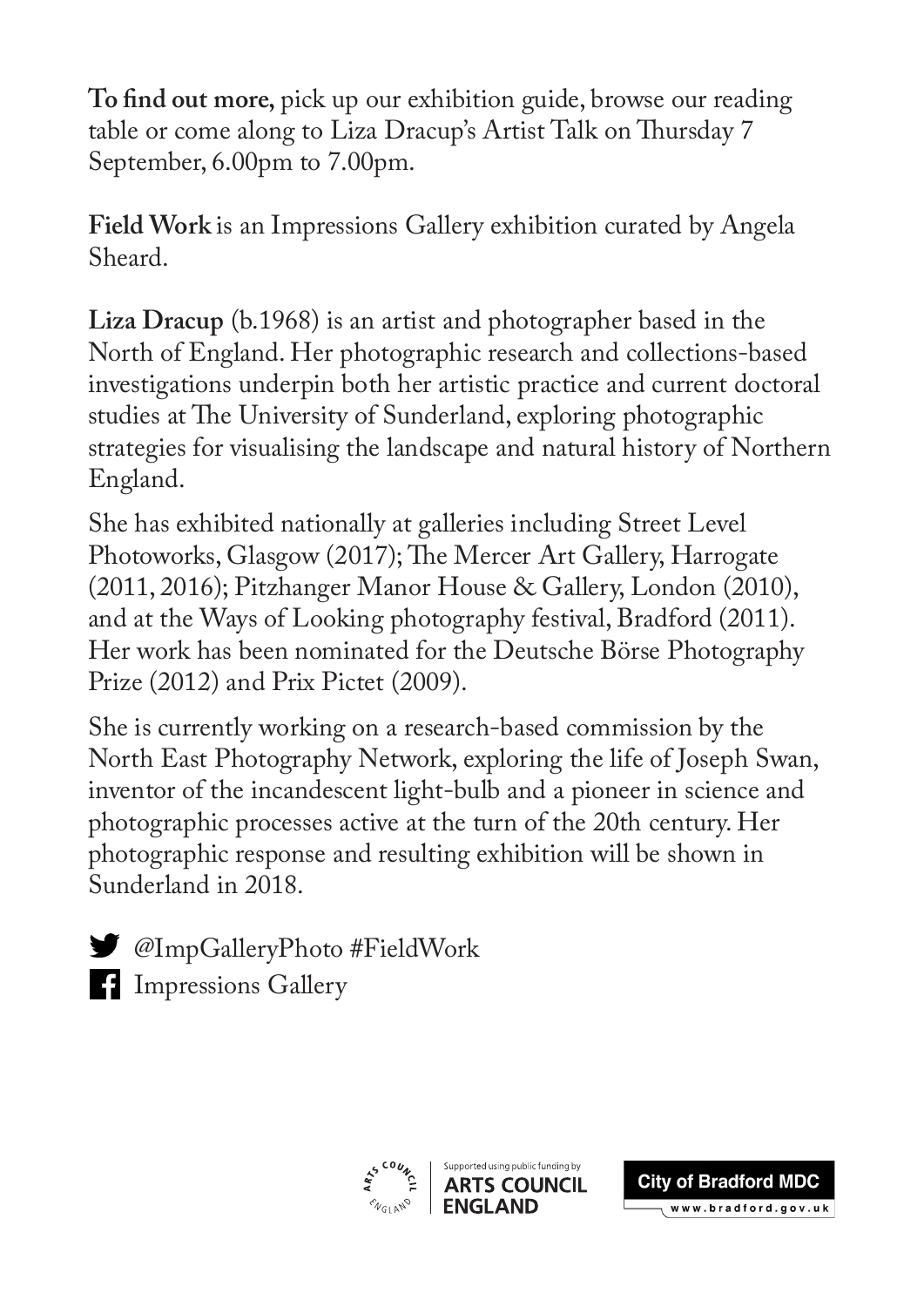**To find out more,** pick up our exhibition guide, browse our reading table or come along to Liza Dracup's Artist Talk on Thursday 7 September, 6.00pm to 7.00pm.

**Field Work** is an Impressions Gallery exhibition curated by Angela Sheard.

**Liza Dracup** (b.1968) is an artist and photographer based in the North of England. Her photographic research and collections-based investigations underpin both her artistic practice and current doctoral studies at The University of Sunderland, exploring photographic strategies for visualising the landscape and natural history of Northern England.

She has exhibited nationally at galleries including Street Level Photoworks, Glasgow (2017); The Mercer Art Gallery, Harrogate (2011, 2016); Pitzhanger Manor House & Gallery, London (2010), and at the Ways of Looking photography festival, Bradford (2011). Her work has been nominated for the Deutsche Börse Photography Prize (2012) and Prix Pictet (2009).

She is currently working on a research-based commission by the North East Photography Network, exploring the life of Joseph Swan, inventor of the incandescent light-bulb and a pioneer in science and photographic processes active at the turn of the 20th century. Her photographic response and resulting exhibition will be shown in Sunderland in 2018.

@ImpGalleryPhoto #FieldWork

Impressions Gallery

Supported using public funding by ARTS COUNCIL ENGLAND

City of Bradford MDC
www.bradford.gov.uk